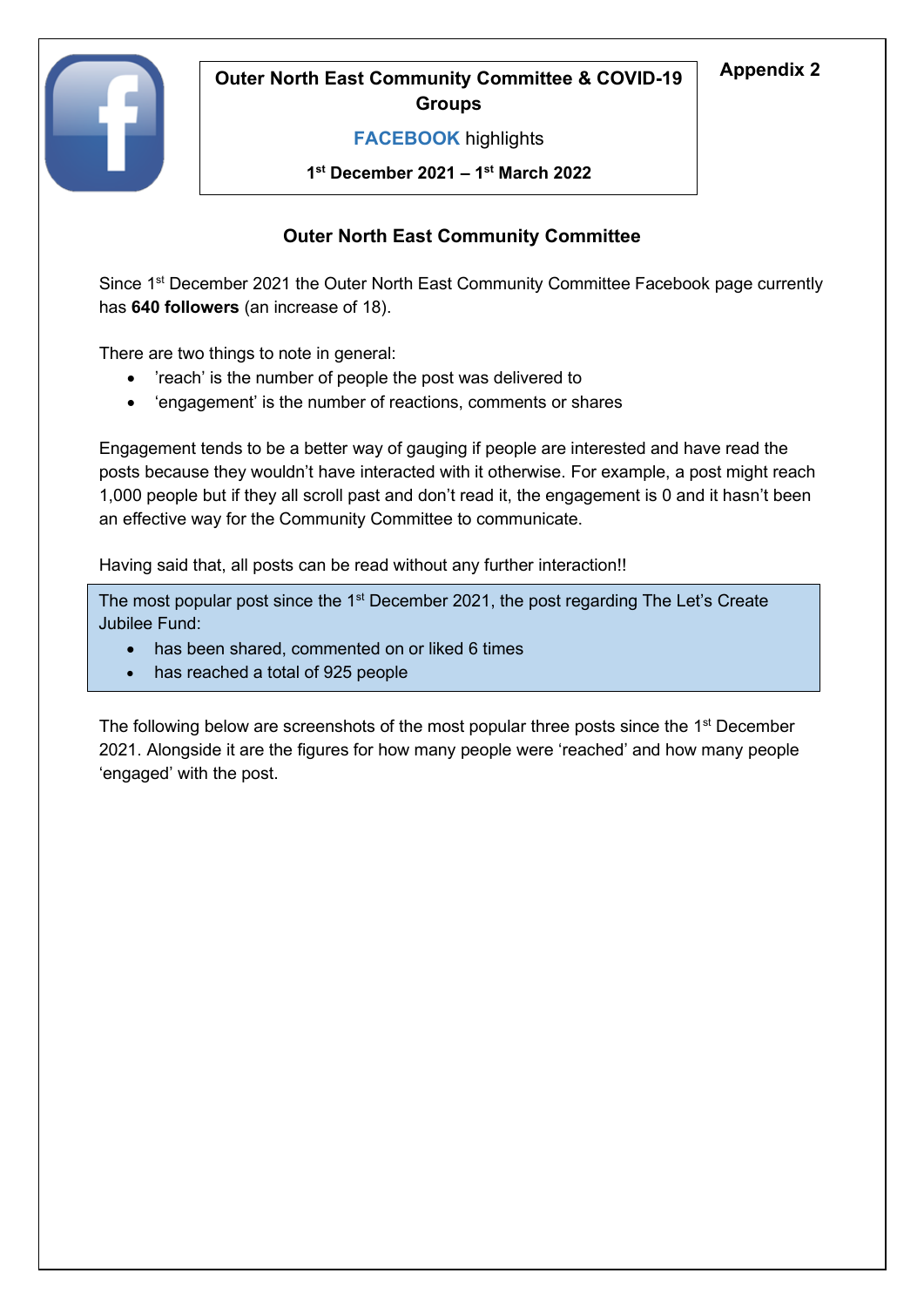**Appendix 2**

**Outer North East Community Committee & COVID-19 Groups**

**FACEBOOK** highlights

**1st December 2021 – 1st March 2022**

## Outer North East Community Committee

Since 1st December 2021 the Outer North East Community Committee Facebook page currently has **640 followers** (an increase of 18).

There are two things to note in general:

- 'reach' is the number of people the post was delivered to
- 'engagement' is the number of reactions, comments or shares

Engagement tends to be a better way of gauging if people are interested and have read the posts because they wouldn't have interacted with it otherwise. For example, a post might reach 1,000 people but if they all scroll past and don't read it, the engagement is 0 and it hasn't been an effective way for the Community Committee to communicate.

Having said that, all posts can be read without any further interaction!!

The most popular post since the 1st December 2021, the post regarding The Let's Create Jubilee Fund:

- has been shared, commented on or liked 6 times
- has reached a total of 925 people

The following below are screenshots of the most popular three posts since the 1st December 2021. Alongside it are the figures for how many people were 'reached' and how many people 'engaged' with the post.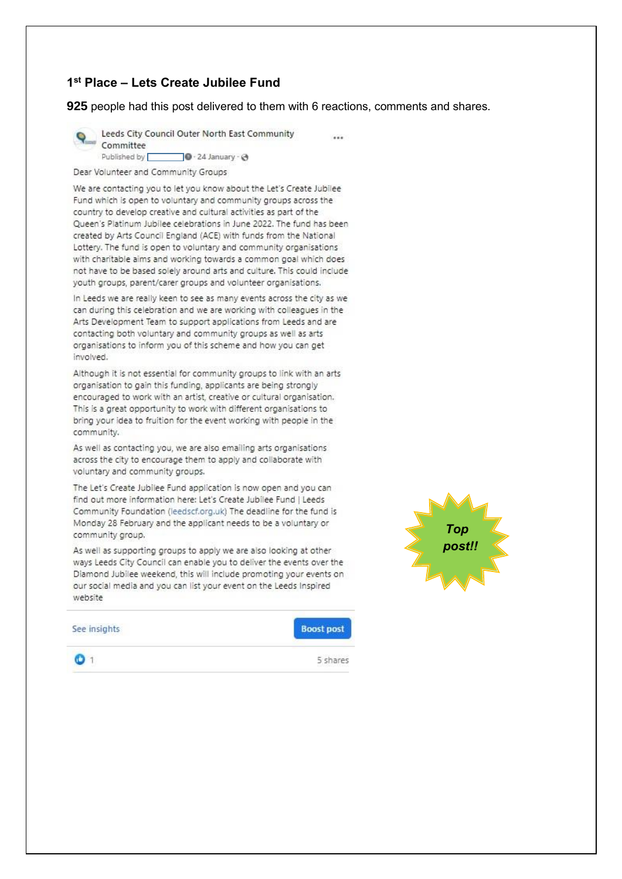### 1st Place – Lets Create Jubilee Fund

**925** people had this post delivered to them with 6 reactions, comments and shares.

Leeds City Council Outer North East Community Committee
Published by · 24 January ·

Dear Volunteer and Community Groups

We are contacting you to let you know about the Let's Create Jubilee Fund which is open to voluntary and community groups across the country to develop creative and cultural activities as part of the Queen's Platinum Jubilee celebrations in June 2022. The fund has been created by Arts Council England (ACE) with funds from the National Lottery. The fund is open to voluntary and community organisations with charitable aims and working towards a common goal which does not have to be based solely around arts and culture. This could include youth groups, parent/carer groups and volunteer organisations.

In Leeds we are really keen to see as many events across the city as we can during this celebration and we are working with colleagues in the Arts Development Team to support applications from Leeds and are contacting both voluntary and community groups as well as arts organisations to inform you of this scheme and how you can get involved.

Although it is not essential for community groups to link with an arts organisation to gain this funding, applicants are being strongly encouraged to work with an artist, creative or cultural organisation. This is a great opportunity to work with different organisations to bring your idea to fruition for the event working with people in the community.

As well as contacting you, we are also emailing arts organisations across the city to encourage them to apply and collaborate with voluntary and community groups.

The Let's Create Jubilee Fund application is now open and you can find out more information here: Let's Create Jubilee Fund | Leeds Community Foundation (leedscf.org.uk) The deadline for the fund is Monday 28 February and the applicant needs to be a voluntary or community group.

As well as supporting groups to apply we are also looking at other ways Leeds City Council can enable you to deliver the events over the Diamond Jubilee weekend, this will include promoting your events on our social media and you can list your event on the Leeds Inspired website

See insights | Boost post

1 | 5 shares

*Top post!!*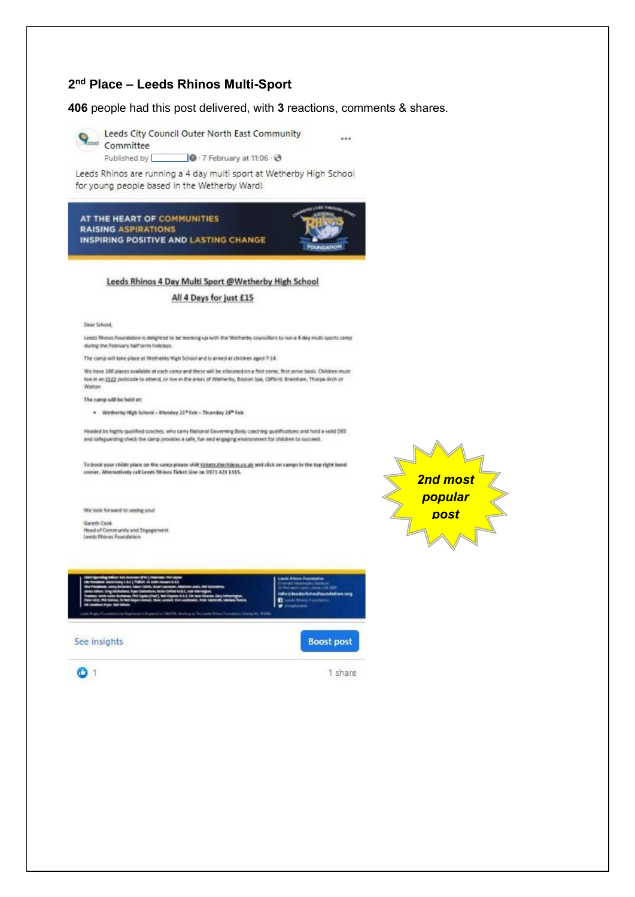### 2nd Place – Leeds Rhinos Multi-Sport

**406** people had this post delivered, with **3** reactions, comments & shares.

Leeds City Council Outer North East Community Committee

Published by · 7 February at 11:06 ·

Leeds Rhinos are running a 4 day multi sport at Wetherby High School for young people based in the Wetherby Ward!

AT THE HEART OF COMMUNITIES
RAISING ASPIRATIONS
INSPIRING POSITIVE AND LASTING CHANGE

Leeds Rhinos 4 Day Multi Sport @Wetherby High School

All 4 Days for just £15

Dear School,

Leeds Rhinos Foundation is delighted to be teaming up with the Wetherby councillors to run a 4 day multi sports camp during the February half term holidays.

The camp will take place at Wetherby High School and is aimed at children aged 7-14.

We have 100 places available at each camp and these will be allocated on a first come, first serve basis. Children must live in an LS22 postcode to attend, or live in the areas of Wetherby, Boston Spa, Clifford, Bramham, Thorpe Arch or Walton

The camp will be held at:

- Wetherby High School – Monday 21st Feb – Thursday 24th Feb

Headed by highly qualified coaches, who carry National Governing Body coaching qualifications and hold a valid DBS and safeguarding check the camp provides a safe, fun and engaging environment for children to succeed.

To book your childs place on the camp please visit tickets.therhinos.co.uk and click on camps in the top right hand corner. Alternatively call Leeds Rhinos Ticket line on 0371 423 1315.

We look forward to seeing you!

Gareth Cook
Head of Community and Engagement
Leeds Rhinos Foundation

See insights | Boost post

1 | 1 share

*2nd most popular post*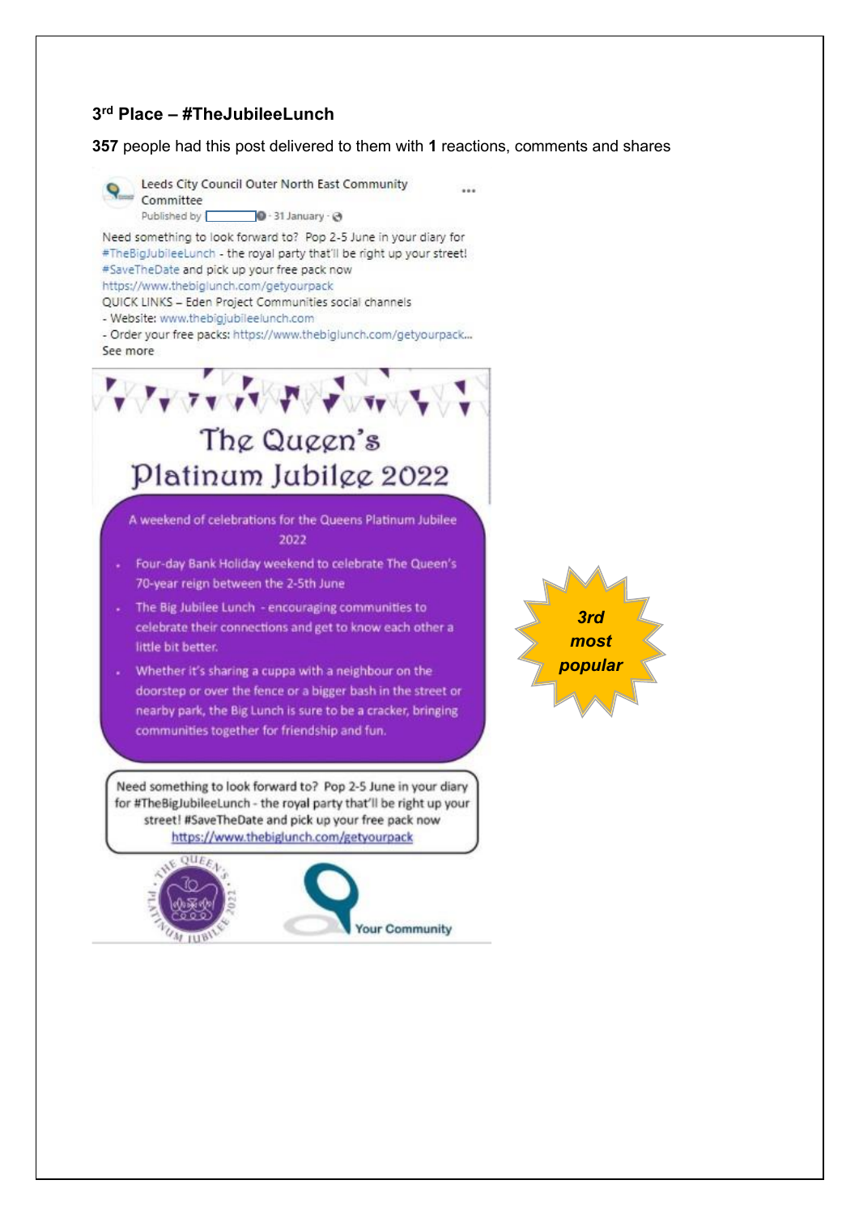### 3rd Place – #TheJubileeLunch

**357** people had this post delivered to them with **1** reactions, comments and shares

Leeds City Council Outer North East Community Committee

Published by · 31 January ·

Need something to look forward to? Pop 2-5 June in your diary for #TheBigJubileeLunch - the royal party that'll be right up your street! #SaveTheDate and pick up your free pack now https://www.thebiglunch.com/getyourpack

QUICK LINKS – Eden Project Communities social channels

- Website: www.thebigjubileelunch.com
- Order your free packs: https://www.thebiglunch.com/getyourpack...

See more

The Queen's Platinum Jubilee 2022

A weekend of celebrations for the Queens Platinum Jubilee 2022

- Four-day Bank Holiday weekend to celebrate The Queen's 70-year reign between the 2-5th June
- The Big Jubilee Lunch - encouraging communities to celebrate their connections and get to know each other a little bit better.
- Whether it's sharing a cuppa with a neighbour on the doorstep or over the fence or a bigger bash in the street or nearby park, the Big Lunch is sure to be a cracker, bringing communities together for friendship and fun.

Need something to look forward to? Pop 2-5 June in your diary for #TheBigJubileeLunch - the royal party that'll be right up your street! #SaveTheDate and pick up your free pack now https://www.thebiglunch.com/getyourpack

The Queen's Platinum Jubilee 2022

Your Community

*3rd most popular*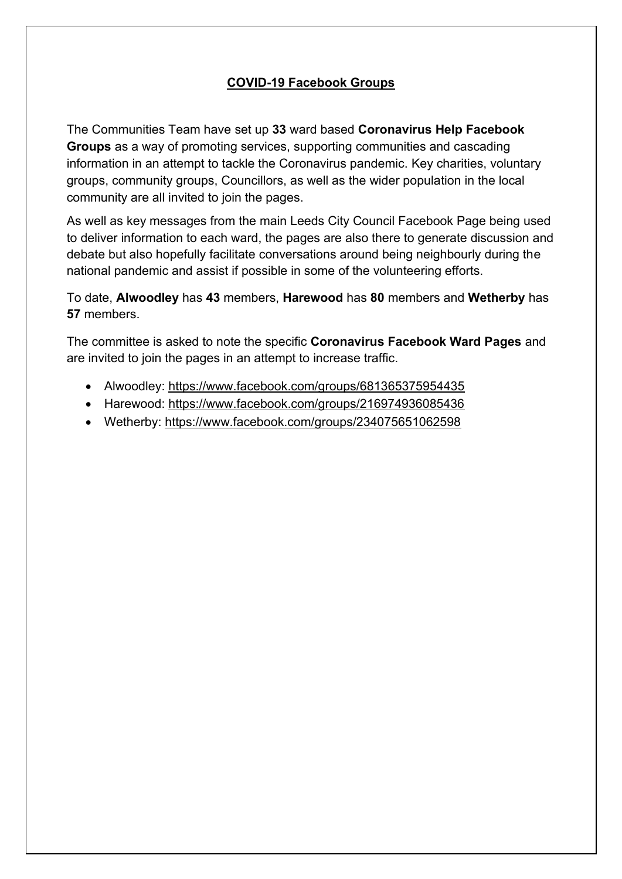## **COVID-19 Facebook Groups**

The Communities Team have set up **33** ward based **Coronavirus Help Facebook Groups** as a way of promoting services, supporting communities and cascading information in an attempt to tackle the Coronavirus pandemic. Key charities, voluntary groups, community groups, Councillors, as well as the wider population in the local community are all invited to join the pages.

As well as key messages from the main Leeds City Council Facebook Page being used to deliver information to each ward, the pages are also there to generate discussion and debate but also hopefully facilitate conversations around being neighbourly during the national pandemic and assist if possible in some of the volunteering efforts.

To date, **Alwoodley** has **43** members, **Harewood** has **80** members and **Wetherby** has **57** members.

The committee is asked to note the specific **Coronavirus Facebook Ward Pages** and are invited to join the pages in an attempt to increase traffic.

- Alwoodley: https://www.facebook.com/groups/681365375954435
- Harewood: https://www.facebook.com/groups/216974936085436
- Wetherby: https://www.facebook.com/groups/234075651062598